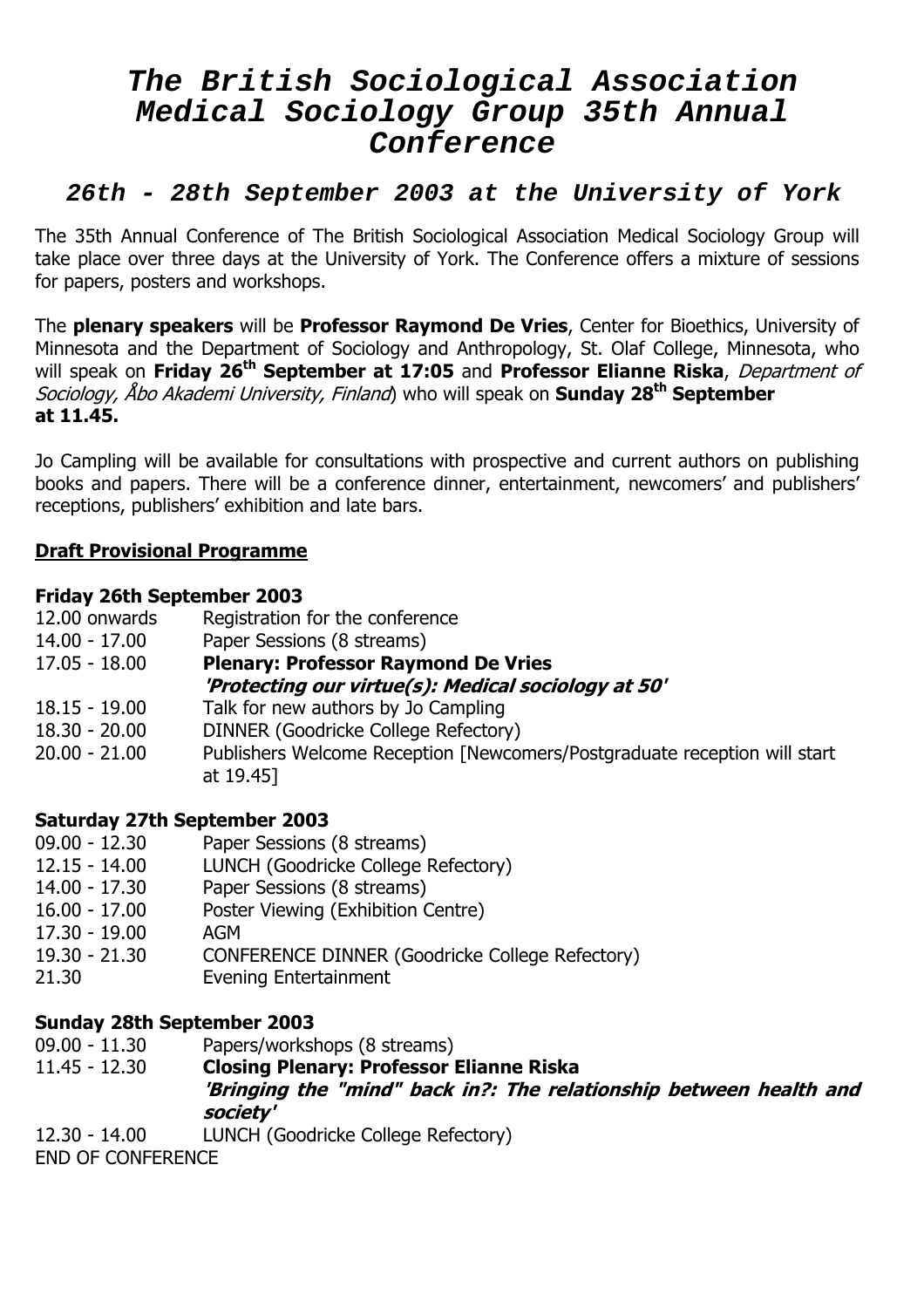# The British Sociological Association Medical Sociology Group 35th Annual Conference

## 26th - 28th September 2003 at the University of York

The 35th Annual Conference of The British Sociological Association Medical Sociology Group will take place over three days at the University of York. The Conference offers a mixture of sessions for papers, posters and workshops.

The **plenary speakers** will be **Professor Raymond De Vries**, Center for Bioethics, University of Minnesota and the Department of Sociology and Anthropology, St. Olaf College, Minnesota, who will speak on **Friday 26th September at 17:05** and **Professor Elianne Riska**, *Department of Sociology, Åbo Akademi University, Finland*) who will speak on **Sunday 28th September at 11.45.**

Jo Campling will be available for consultations with prospective and current authors on publishing books and papers. There will be a conference dinner, entertainment, newcomers' and publishers' receptions, publishers' exhibition and late bars.

**Draft Provisional Programme**

**Friday 26th September 2003**

| | |
|---|---|
| 12.00 onwards | Registration for the conference |
| 14.00 - 17.00 | Paper Sessions (8 streams) |
| 17.05 - 18.00 | **Plenary: Professor Raymond De Vries** ***'Protecting our virtue(s): Medical sociology at 50'*** |
| 18.15 - 19.00 | Talk for new authors by Jo Campling |
| 18.30 - 20.00 | DINNER (Goodricke College Refectory) |
| 20.00 - 21.00 | Publishers Welcome Reception [Newcomers/Postgraduate reception will start at 19.45] |

**Saturday 27th September 2003**

| | |
|---|---|
| 09.00 - 12.30 | Paper Sessions (8 streams) |
| 12.15 - 14.00 | LUNCH (Goodricke College Refectory) |
| 14.00 - 17.30 | Paper Sessions (8 streams) |
| 16.00 - 17.00 | Poster Viewing (Exhibition Centre) |
| 17.30 - 19.00 | AGM |
| 19.30 - 21.30 | CONFERENCE DINNER (Goodricke College Refectory) |
| 21.30 | Evening Entertainment |

**Sunday 28th September 2003**

| | |
|---|---|
| 09.00 - 11.30 | Papers/workshops (8 streams) |
| 11.45 - 12.30 | **Closing Plenary: Professor Elianne Riska** ***'Bringing the "mind" back in?: The relationship between health and society'*** |
| 12.30 - 14.00 | LUNCH (Goodricke College Refectory) |

END OF CONFERENCE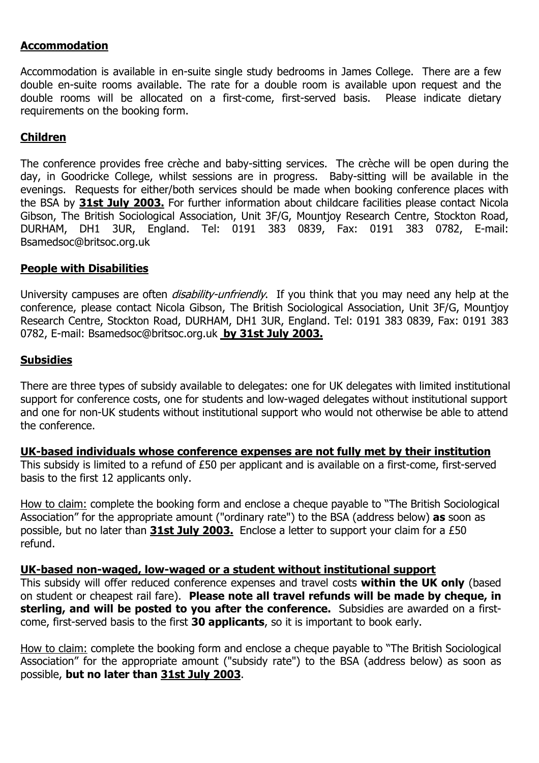## Accommodation

Accommodation is available in en-suite single study bedrooms in James College. There are a few double en-suite rooms available. The rate for a double room is available upon request and the double rooms will be allocated on a first-come, first-served basis. Please indicate dietary requirements on the booking form.

## Children

The conference provides free crèche and baby-sitting services. The crèche will be open during the day, in Goodricke College, whilst sessions are in progress. Baby-sitting will be available in the evenings. Requests for either/both services should be made when booking conference places with the BSA by **31st July 2003.** For further information about childcare facilities please contact Nicola Gibson, The British Sociological Association, Unit 3F/G, Mountjoy Research Centre, Stockton Road, DURHAM, DH1 3UR, England. Tel: 0191 383 0839, Fax: 0191 383 0782, E-mail: Bsamedsoc@britsoc.org.uk

## People with Disabilities

University campuses are often *disability-unfriendly*. If you think that you may need any help at the conference, please contact Nicola Gibson, The British Sociological Association, Unit 3F/G, Mountjoy Research Centre, Stockton Road, DURHAM, DH1 3UR, England. Tel: 0191 383 0839, Fax: 0191 383 0782, E-mail: Bsamedsoc@britsoc.org.uk **by 31st July 2003.**

## Subsidies

There are three types of subsidy available to delegates: one for UK delegates with limited institutional support for conference costs, one for students and low-waged delegates without institutional support and one for non-UK students without institutional support who would not otherwise be able to attend the conference.

### UK-based individuals whose conference expenses are not fully met by their institution

This subsidy is limited to a refund of £50 per applicant and is available on a first-come, first-served basis to the first 12 applicants only.

How to claim: complete the booking form and enclose a cheque payable to "The British Sociological Association" for the appropriate amount ("ordinary rate") to the BSA (address below) **as** soon as possible, but no later than **31st July 2003.** Enclose a letter to support your claim for a £50 refund.

### UK-based non-waged, low-waged or a student without institutional support

This subsidy will offer reduced conference expenses and travel costs **within the UK only** (based on student or cheapest rail fare). **Please note all travel refunds will be made by cheque, in sterling, and will be posted to you after the conference.** Subsidies are awarded on a first-come, first-served basis to the first **30 applicants**, so it is important to book early.

How to claim: complete the booking form and enclose a cheque payable to "The British Sociological Association" for the appropriate amount ("subsidy rate") to the BSA (address below) as soon as possible, **but no later than 31st July 2003**.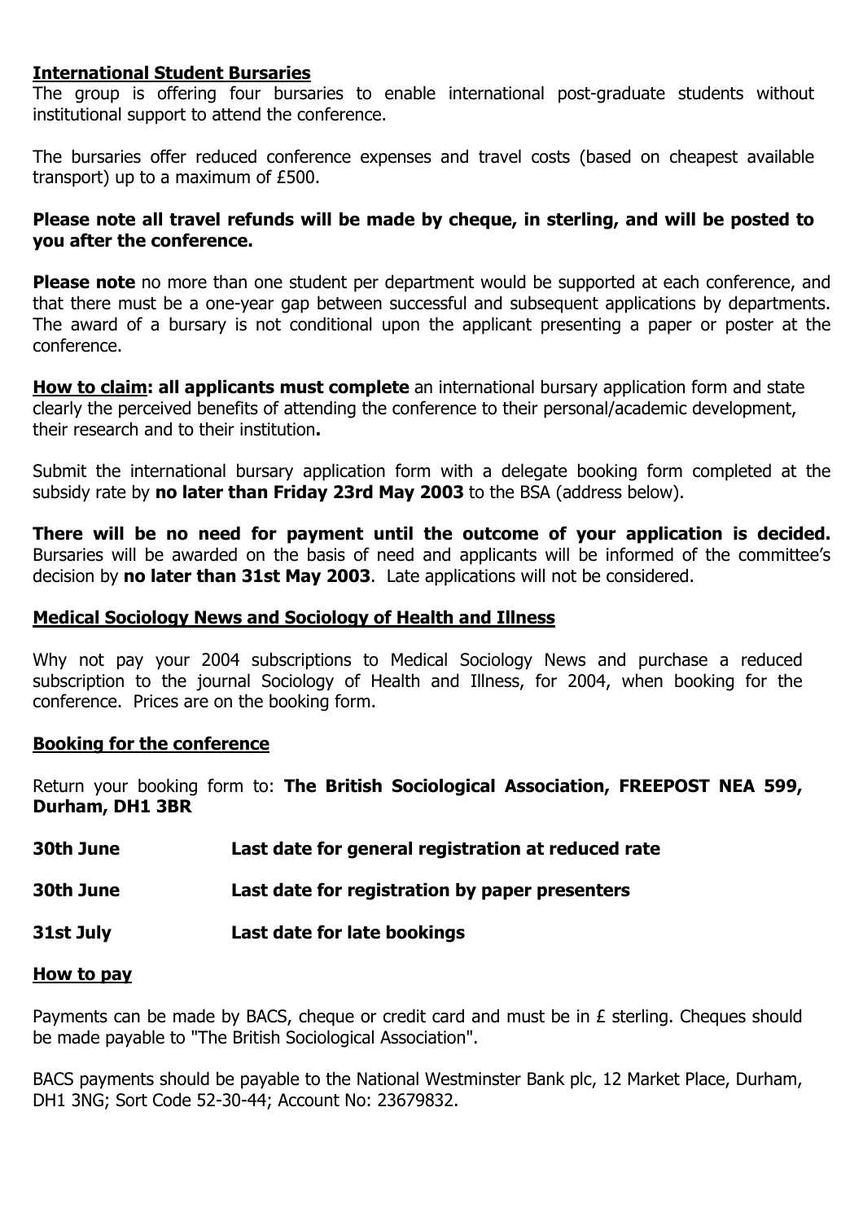## International Student Bursaries

The group is offering four bursaries to enable international post-graduate students without institutional support to attend the conference.

The bursaries offer reduced conference expenses and travel costs (based on cheapest available transport) up to a maximum of £500.

**Please note all travel refunds will be made by cheque, in sterling, and will be posted to you after the conference.**

**Please note** no more than one student per department would be supported at each conference, and that there must be a one-year gap between successful and subsequent applications by departments. The award of a bursary is not conditional upon the applicant presenting a paper or poster at the conference.

**How to claim: all applicants must complete** an international bursary application form and state clearly the perceived benefits of attending the conference to their personal/academic development, their research and to their institution**.**

Submit the international bursary application form with a delegate booking form completed at the subsidy rate by **no later than Friday 23rd May 2003** to the BSA (address below).

**There will be no need for payment until the outcome of your application is decided.** Bursaries will be awarded on the basis of need and applicants will be informed of the committee's decision by **no later than 31st May 2003**. Late applications will not be considered.

## Medical Sociology News and Sociology of Health and Illness

Why not pay your 2004 subscriptions to Medical Sociology News and purchase a reduced subscription to the journal Sociology of Health and Illness, for 2004, when booking for the conference. Prices are on the booking form.

## Booking for the conference

Return your booking form to: **The British Sociological Association, FREEPOST NEA 599, Durham, DH1 3BR**

| | |
|---|---|
| **30th June** | **Last date for general registration at reduced rate** |
| **30th June** | **Last date for registration by paper presenters** |
| **31st July** | **Last date for late bookings** |

## How to pay

Payments can be made by BACS, cheque or credit card and must be in £ sterling. Cheques should be made payable to "The British Sociological Association".

BACS payments should be payable to the National Westminster Bank plc, 12 Market Place, Durham, DH1 3NG; Sort Code 52-30-44; Account No: 23679832.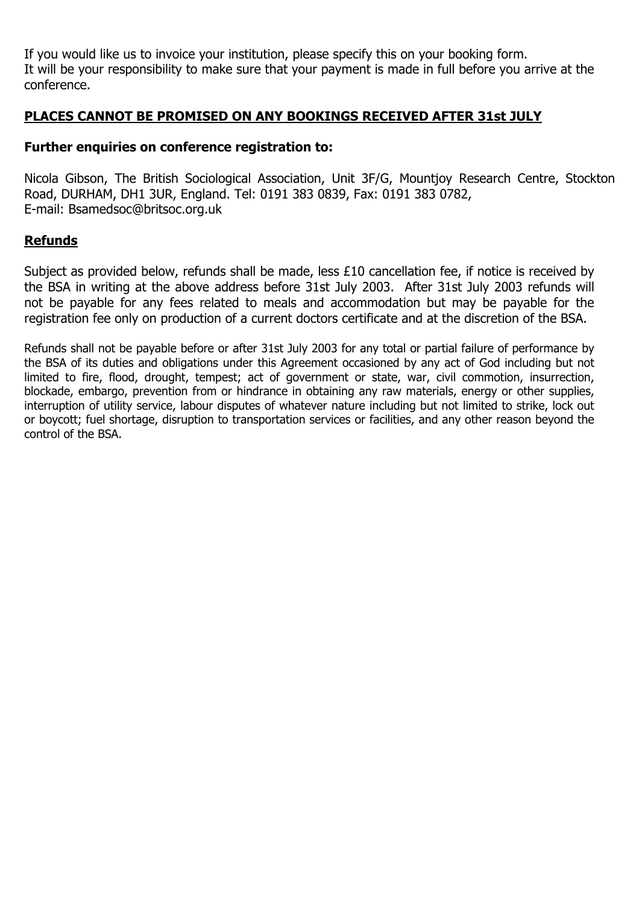If you would like us to invoice your institution, please specify this on your booking form.
It will be your responsibility to make sure that your payment is made in full before you arrive at the conference.

**PLACES CANNOT BE PROMISED ON ANY BOOKINGS RECEIVED AFTER 31st JULY**

**Further enquiries on conference registration to:**

Nicola Gibson, The British Sociological Association, Unit 3F/G, Mountjoy Research Centre, Stockton Road, DURHAM, DH1 3UR, England. Tel: 0191 383 0839, Fax: 0191 383 0782,
E-mail: Bsamedsoc@britsoc.org.uk

**Refunds**

Subject as provided below, refunds shall be made, less £10 cancellation fee, if notice is received by the BSA in writing at the above address before 31st July 2003. After 31st July 2003 refunds will not be payable for any fees related to meals and accommodation but may be payable for the registration fee only on production of a current doctors certificate and at the discretion of the BSA.

Refunds shall not be payable before or after 31st July 2003 for any total or partial failure of performance by the BSA of its duties and obligations under this Agreement occasioned by any act of God including but not limited to fire, flood, drought, tempest; act of government or state, war, civil commotion, insurrection, blockade, embargo, prevention from or hindrance in obtaining any raw materials, energy or other supplies, interruption of utility service, labour disputes of whatever nature including but not limited to strike, lock out or boycott; fuel shortage, disruption to transportation services or facilities, and any other reason beyond the control of the BSA.